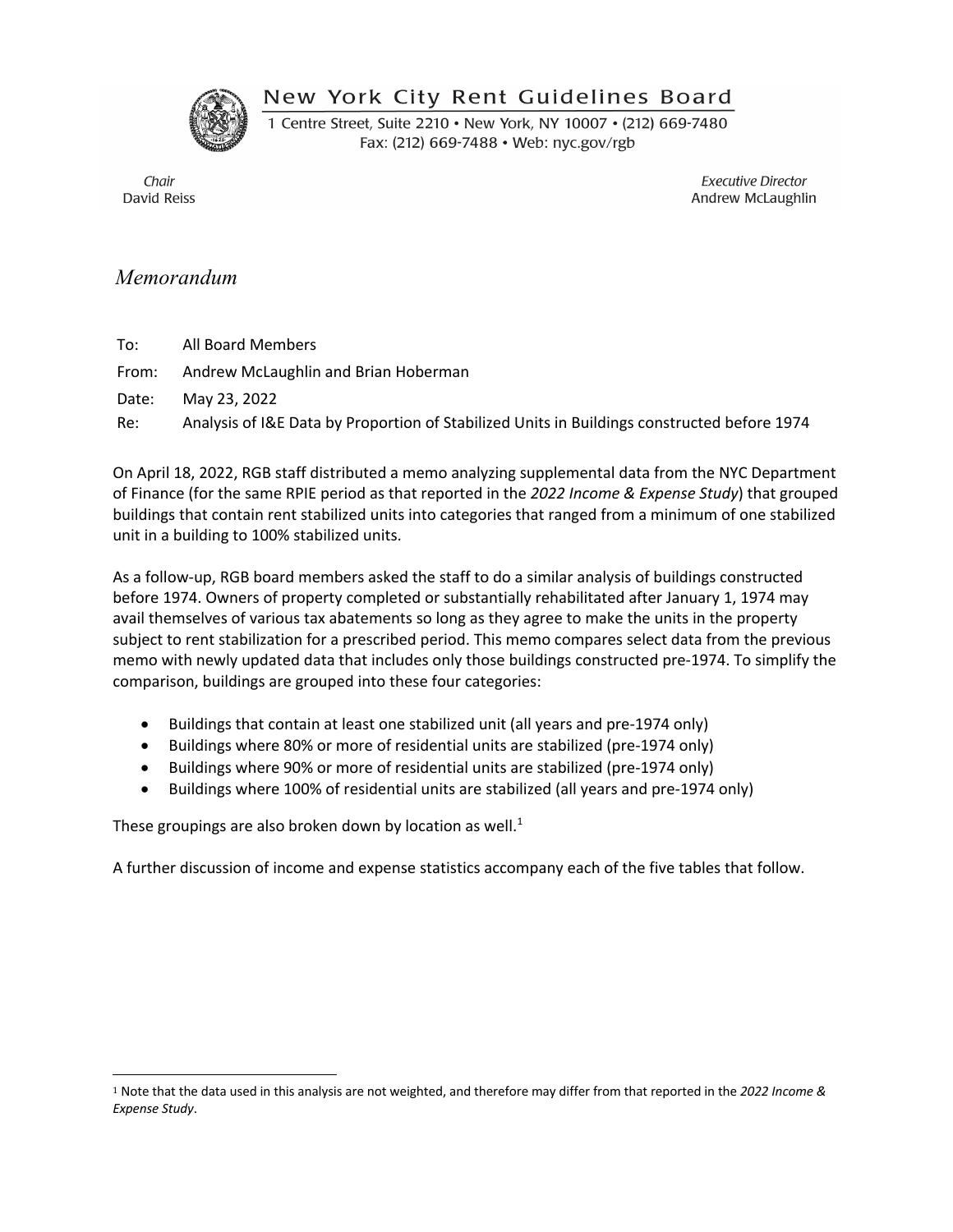# New York City Rent Guidelines Board

1 Centre Street, Suite 2210 • New York, NY 10007 • (212) 669-7480
Fax: (212) 669-7488 • Web: nyc.gov/rgb

*Chair*
David Reiss

*Executive Director*
Andrew McLaughlin

## *Memorandum*

To: All Board Members

From: Andrew McLaughlin and Brian Hoberman

Date: May 23, 2022

Re: Analysis of I&E Data by Proportion of Stabilized Units in Buildings constructed before 1974

On April 18, 2022, RGB staff distributed a memo analyzing supplemental data from the NYC Department of Finance (for the same RPIE period as that reported in the *2022 Income & Expense Study*) that grouped buildings that contain rent stabilized units into categories that ranged from a minimum of one stabilized unit in a building to 100% stabilized units.

As a follow-up, RGB board members asked the staff to do a similar analysis of buildings constructed before 1974. Owners of property completed or substantially rehabilitated after January 1, 1974 may avail themselves of various tax abatements so long as they agree to make the units in the property subject to rent stabilization for a prescribed period. This memo compares select data from the previous memo with newly updated data that includes only those buildings constructed pre-1974. To simplify the comparison, buildings are grouped into these four categories:

- Buildings that contain at least one stabilized unit (all years and pre-1974 only)
- Buildings where 80% or more of residential units are stabilized (pre-1974 only)
- Buildings where 90% or more of residential units are stabilized (pre-1974 only)
- Buildings where 100% of residential units are stabilized (all years and pre-1974 only)

These groupings are also broken down by location as well.[1]

A further discussion of income and expense statistics accompany each of the five tables that follow.

[1] Note that the data used in this analysis are not weighted, and therefore may differ from that reported in the *2022 Income & Expense Study*.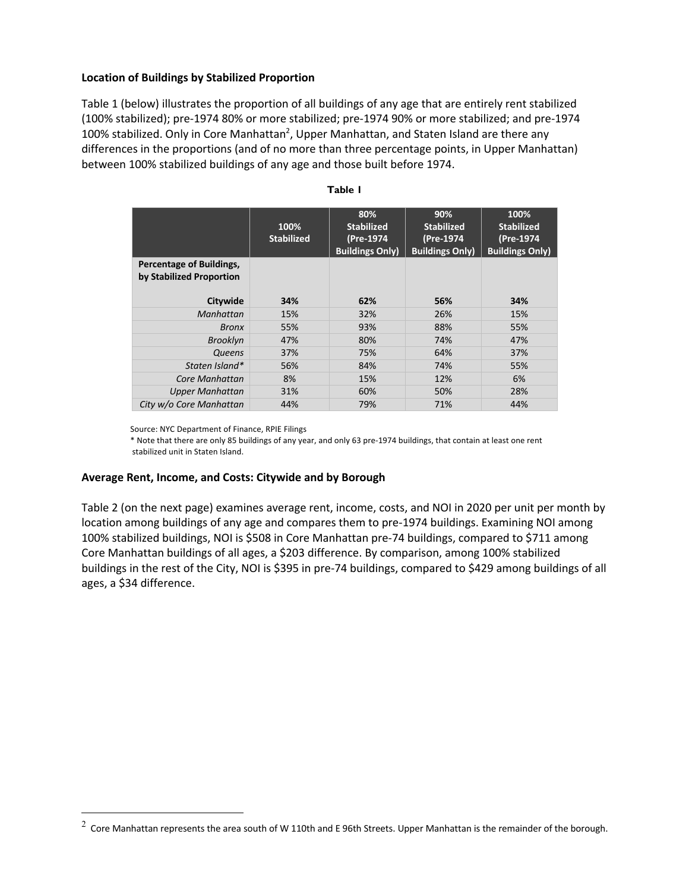**Location of Buildings by Stabilized Proportion**

Table 1 (below) illustrates the proportion of all buildings of any age that are entirely rent stabilized (100% stabilized); pre-1974 80% or more stabilized; pre-1974 90% or more stabilized; and pre-1974 100% stabilized. Only in Core Manhattan[2], Upper Manhattan, and Staten Island are there any differences in the proportions (and of no more than three percentage points, in Upper Manhattan) between 100% stabilized buildings of any age and those built before 1974.

**Table 1**

| | 100% Stabilized | 80% Stabilized (Pre-1974 Buildings Only) | 90% Stabilized (Pre-1974 Buildings Only) | 100% Stabilized (Pre-1974 Buildings Only) |
|---|---|---|---|---|
| **Percentage of Buildings, by Stabilized Proportion** | | | | |
| **Citywide** | **34%** | **62%** | **56%** | **34%** |
| *Manhattan* | 15% | 32% | 26% | 15% |
| *Bronx* | 55% | 93% | 88% | 55% |
| *Brooklyn* | 47% | 80% | 74% | 47% |
| *Queens* | 37% | 75% | 64% | 37% |
| *Staten Island** | 56% | 84% | 74% | 55% |
| *Core Manhattan* | 8% | 15% | 12% | 6% |
| *Upper Manhattan* | 31% | 60% | 50% | 28% |
| *City w/o Core Manhattan* | 44% | 79% | 71% | 44% |

Source: NYC Department of Finance, RPIE Filings
* Note that there are only 85 buildings of any year, and only 63 pre-1974 buildings, that contain at least one rent stabilized unit in Staten Island.

**Average Rent, Income, and Costs: Citywide and by Borough**

Table 2 (on the next page) examines average rent, income, costs, and NOI in 2020 per unit per month by location among buildings of any age and compares them to pre-1974 buildings. Examining NOI among 100% stabilized buildings, NOI is $508 in Core Manhattan pre-74 buildings, compared to $711 among Core Manhattan buildings of all ages, a $203 difference. By comparison, among 100% stabilized buildings in the rest of the City, NOI is $395 in pre-74 buildings, compared to $429 among buildings of all ages, a $34 difference.

[2] Core Manhattan represents the area south of W 110th and E 96th Streets. Upper Manhattan is the remainder of the borough.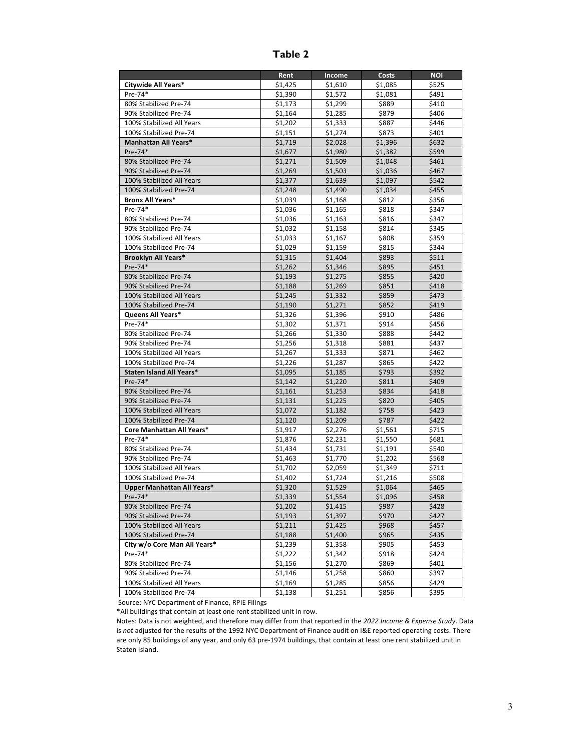# Table 2

| | Rent | Income | Costs | NOI |
|---|---|---|---|---|
| **Citywide All Years*** | $1,425 | $1,610 | $1,085 | $525 |
| Pre-74* | $1,390 | $1,572 | $1,081 | $491 |
| 80% Stabilized Pre-74 | $1,173 | $1,299 | $889 | $410 |
| 90% Stabilized Pre-74 | $1,164 | $1,285 | $879 | $406 |
| 100% Stabilized All Years | $1,202 | $1,333 | $887 | $446 |
| 100% Stabilized Pre-74 | $1,151 | $1,274 | $873 | $401 |
| **Manhattan All Years*** | $1,719 | $2,028 | $1,396 | $632 |
| Pre-74* | $1,677 | $1,980 | $1,382 | $599 |
| 80% Stabilized Pre-74 | $1,271 | $1,509 | $1,048 | $461 |
| 90% Stabilized Pre-74 | $1,269 | $1,503 | $1,036 | $467 |
| 100% Stabilized All Years | $1,377 | $1,639 | $1,097 | $542 |
| 100% Stabilized Pre-74 | $1,248 | $1,490 | $1,034 | $455 |
| **Bronx All Years*** | $1,039 | $1,168 | $812 | $356 |
| Pre-74* | $1,036 | $1,165 | $818 | $347 |
| 80% Stabilized Pre-74 | $1,036 | $1,163 | $816 | $347 |
| 90% Stabilized Pre-74 | $1,032 | $1,158 | $814 | $345 |
| 100% Stabilized All Years | $1,033 | $1,167 | $808 | $359 |
| 100% Stabilized Pre-74 | $1,029 | $1,159 | $815 | $344 |
| **Brooklyn All Years*** | $1,315 | $1,404 | $893 | $511 |
| Pre-74* | $1,262 | $1,346 | $895 | $451 |
| 80% Stabilized Pre-74 | $1,193 | $1,275 | $855 | $420 |
| 90% Stabilized Pre-74 | $1,188 | $1,269 | $851 | $418 |
| 100% Stabilized All Years | $1,245 | $1,332 | $859 | $473 |
| 100% Stabilized Pre-74 | $1,190 | $1,271 | $852 | $419 |
| **Queens All Years*** | $1,326 | $1,396 | $910 | $486 |
| Pre-74* | $1,302 | $1,371 | $914 | $456 |
| 80% Stabilized Pre-74 | $1,266 | $1,330 | $888 | $442 |
| 90% Stabilized Pre-74 | $1,256 | $1,318 | $881 | $437 |
| 100% Stabilized All Years | $1,267 | $1,333 | $871 | $462 |
| 100% Stabilized Pre-74 | $1,226 | $1,287 | $865 | $422 |
| **Staten Island All Years*** | $1,095 | $1,185 | $793 | $392 |
| Pre-74* | $1,142 | $1,220 | $811 | $409 |
| 80% Stabilized Pre-74 | $1,161 | $1,253 | $834 | $418 |
| 90% Stabilized Pre-74 | $1,131 | $1,225 | $820 | $405 |
| 100% Stabilized All Years | $1,072 | $1,182 | $758 | $423 |
| 100% Stabilized Pre-74 | $1,120 | $1,209 | $787 | $422 |
| **Core Manhattan All Years*** | $1,917 | $2,276 | $1,561 | $715 |
| Pre-74* | $1,876 | $2,231 | $1,550 | $681 |
| 80% Stabilized Pre-74 | $1,434 | $1,731 | $1,191 | $540 |
| 90% Stabilized Pre-74 | $1,463 | $1,770 | $1,202 | $568 |
| 100% Stabilized All Years | $1,702 | $2,059 | $1,349 | $711 |
| 100% Stabilized Pre-74 | $1,402 | $1,724 | $1,216 | $508 |
| **Upper Manhattan All Years*** | $1,320 | $1,529 | $1,064 | $465 |
| Pre-74* | $1,339 | $1,554 | $1,096 | $458 |
| 80% Stabilized Pre-74 | $1,202 | $1,415 | $987 | $428 |
| 90% Stabilized Pre-74 | $1,193 | $1,397 | $970 | $427 |
| 100% Stabilized All Years | $1,211 | $1,425 | $968 | $457 |
| 100% Stabilized Pre-74 | $1,188 | $1,400 | $965 | $435 |
| **City w/o Core Man All Years*** | $1,239 | $1,358 | $905 | $453 |
| Pre-74* | $1,222 | $1,342 | $918 | $424 |
| 80% Stabilized Pre-74 | $1,156 | $1,270 | $869 | $401 |
| 90% Stabilized Pre-74 | $1,146 | $1,258 | $860 | $397 |
| 100% Stabilized All Years | $1,169 | $1,285 | $856 | $429 |
| 100% Stabilized Pre-74 | $1,138 | $1,251 | $856 | $395 |

Source: NYC Department of Finance, RPIE Filings

*All buildings that contain at least one rent stabilized unit in row.

Notes: Data is not weighted, and therefore may differ from that reported in the *2022 Income & Expense Study*. Data is *not* adjusted for the results of the 1992 NYC Department of Finance audit on I&E reported operating costs. There are only 85 buildings of any year, and only 63 pre-1974 buildings, that contain at least one rent stabilized unit in Staten Island.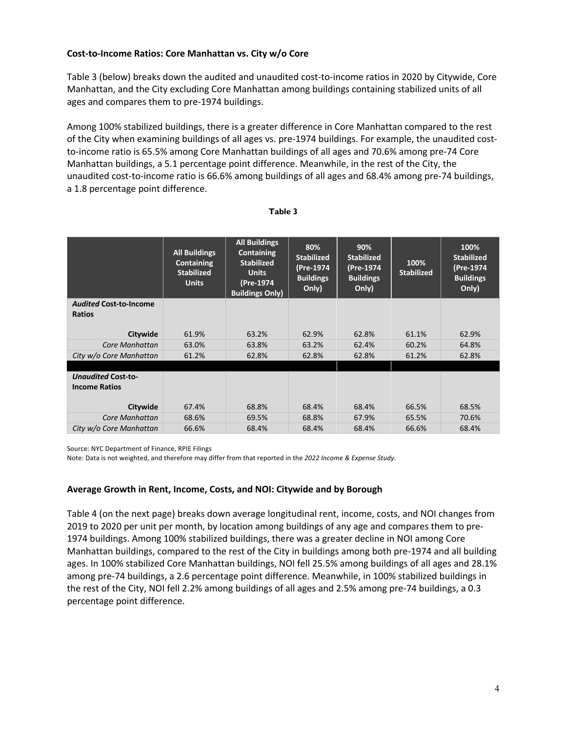### Cost-to-Income Ratios: Core Manhattan vs. City w/o Core

Table 3 (below) breaks down the audited and unaudited cost-to-income ratios in 2020 by Citywide, Core Manhattan, and the City excluding Core Manhattan among buildings containing stabilized units of all ages and compares them to pre-1974 buildings.

Among 100% stabilized buildings, there is a greater difference in Core Manhattan compared to the rest of the City when examining buildings of all ages vs. pre-1974 buildings. For example, the unaudited cost-to-income ratio is 65.5% among Core Manhattan buildings of all ages and 70.6% among pre-74 Core Manhattan buildings, a 5.1 percentage point difference. Meanwhile, in the rest of the City, the unaudited cost-to-income ratio is 66.6% among buildings of all ages and 68.4% among pre-74 buildings, a 1.8 percentage point difference.

**Table 3**

| | All Buildings Containing Stabilized Units | All Buildings Containing Stabilized Units (Pre-1974 Buildings Only) | 80% Stabilized (Pre-1974 Buildings Only) | 90% Stabilized (Pre-1974 Buildings Only) | 100% Stabilized | 100% Stabilized (Pre-1974 Buildings Only) |
|---|---|---|---|---|---|---|
| ***Audited* Cost-to-Income Ratios** | | | | | | |
| **Citywide** | 61.9% | 63.2% | 62.9% | 62.8% | 61.1% | 62.9% |
| *Core Manhattan* | 63.0% | 63.8% | 63.2% | 62.4% | 60.2% | 64.8% |
| *City w/o Core Manhattan* | 61.2% | 62.8% | 62.8% | 62.8% | 61.2% | 62.8% |
| ***Unaudited* Cost-to-Income Ratios** | | | | | | |
| **Citywide** | 67.4% | 68.8% | 68.4% | 68.4% | 66.5% | 68.5% |
| *Core Manhattan* | 68.6% | 69.5% | 68.8% | 67.9% | 65.5% | 70.6% |
| *City w/o Core Manhattan* | 66.6% | 68.4% | 68.4% | 68.4% | 66.6% | 68.4% |

Source: NYC Department of Finance, RPIE Filings

Note: Data is not weighted, and therefore may differ from that reported in the *2022 Income & Expense Study*.

### Average Growth in Rent, Income, Costs, and NOI: Citywide and by Borough

Table 4 (on the next page) breaks down average longitudinal rent, income, costs, and NOI changes from 2019 to 2020 per unit per month, by location among buildings of any age and compares them to pre-1974 buildings. Among 100% stabilized buildings, there was a greater decline in NOI among Core Manhattan buildings, compared to the rest of the City in buildings among both pre-1974 and all building ages. In 100% stabilized Core Manhattan buildings, NOI fell 25.5% among buildings of all ages and 28.1% among pre-74 buildings, a 2.6 percentage point difference. Meanwhile, in 100% stabilized buildings in the rest of the City, NOI fell 2.2% among buildings of all ages and 2.5% among pre-74 buildings, a 0.3 percentage point difference.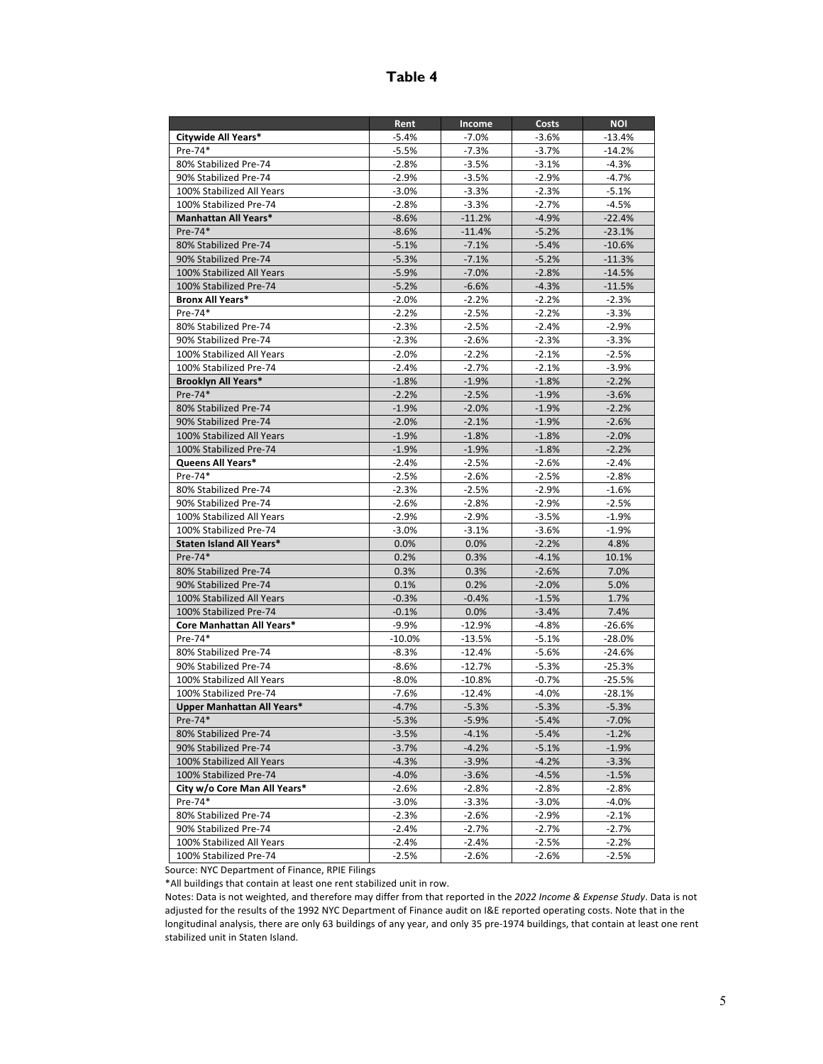# Table 4

| | Rent | Income | Costs | NOI |
|---|---|---|---|---|
| **Citywide All Years*** | -5.4% | -7.0% | -3.6% | -13.4% |
| Pre-74* | -5.5% | -7.3% | -3.7% | -14.2% |
| 80% Stabilized Pre-74 | -2.8% | -3.5% | -3.1% | -4.3% |
| 90% Stabilized Pre-74 | -2.9% | -3.5% | -2.9% | -4.7% |
| 100% Stabilized All Years | -3.0% | -3.3% | -2.3% | -5.1% |
| 100% Stabilized Pre-74 | -2.8% | -3.3% | -2.7% | -4.5% |
| **Manhattan All Years*** | -8.6% | -11.2% | -4.9% | -22.4% |
| Pre-74* | -8.6% | -11.4% | -5.2% | -23.1% |
| 80% Stabilized Pre-74 | -5.1% | -7.1% | -5.4% | -10.6% |
| 90% Stabilized Pre-74 | -5.3% | -7.1% | -5.2% | -11.3% |
| 100% Stabilized All Years | -5.9% | -7.0% | -2.8% | -14.5% |
| 100% Stabilized Pre-74 | -5.2% | -6.6% | -4.3% | -11.5% |
| **Bronx All Years*** | -2.0% | -2.2% | -2.2% | -2.3% |
| Pre-74* | -2.2% | -2.5% | -2.2% | -3.3% |
| 80% Stabilized Pre-74 | -2.3% | -2.5% | -2.4% | -2.9% |
| 90% Stabilized Pre-74 | -2.3% | -2.6% | -2.3% | -3.3% |
| 100% Stabilized All Years | -2.0% | -2.2% | -2.1% | -2.5% |
| 100% Stabilized Pre-74 | -2.4% | -2.7% | -2.1% | -3.9% |
| **Brooklyn All Years*** | -1.8% | -1.9% | -1.8% | -2.2% |
| Pre-74* | -2.2% | -2.5% | -1.9% | -3.6% |
| 80% Stabilized Pre-74 | -1.9% | -2.0% | -1.9% | -2.2% |
| 90% Stabilized Pre-74 | -2.0% | -2.1% | -1.9% | -2.6% |
| 100% Stabilized All Years | -1.9% | -1.8% | -1.8% | -2.0% |
| 100% Stabilized Pre-74 | -1.9% | -1.9% | -1.8% | -2.2% |
| **Queens All Years*** | -2.4% | -2.5% | -2.6% | -2.4% |
| Pre-74* | -2.5% | -2.6% | -2.5% | -2.8% |
| 80% Stabilized Pre-74 | -2.3% | -2.5% | -2.9% | -1.6% |
| 90% Stabilized Pre-74 | -2.6% | -2.8% | -2.9% | -2.5% |
| 100% Stabilized All Years | -2.9% | -2.9% | -3.5% | -1.9% |
| 100% Stabilized Pre-74 | -3.0% | -3.1% | -3.6% | -1.9% |
| **Staten Island All Years*** | 0.0% | 0.0% | -2.2% | 4.8% |
| Pre-74* | 0.2% | 0.3% | -4.1% | 10.1% |
| 80% Stabilized Pre-74 | 0.3% | 0.3% | -2.6% | 7.0% |
| 90% Stabilized Pre-74 | 0.1% | 0.2% | -2.0% | 5.0% |
| 100% Stabilized All Years | -0.3% | -0.4% | -1.5% | 1.7% |
| 100% Stabilized Pre-74 | -0.1% | 0.0% | -3.4% | 7.4% |
| **Core Manhattan All Years*** | -9.9% | -12.9% | -4.8% | -26.6% |
| Pre-74* | -10.0% | -13.5% | -5.1% | -28.0% |
| 80% Stabilized Pre-74 | -8.3% | -12.4% | -5.6% | -24.6% |
| 90% Stabilized Pre-74 | -8.6% | -12.7% | -5.3% | -25.3% |
| 100% Stabilized All Years | -8.0% | -10.8% | -0.7% | -25.5% |
| 100% Stabilized Pre-74 | -7.6% | -12.4% | -4.0% | -28.1% |
| **Upper Manhattan All Years*** | -4.7% | -5.3% | -5.3% | -5.3% |
| Pre-74* | -5.3% | -5.9% | -5.4% | -7.0% |
| 80% Stabilized Pre-74 | -3.5% | -4.1% | -5.4% | -1.2% |
| 90% Stabilized Pre-74 | -3.7% | -4.2% | -5.1% | -1.9% |
| 100% Stabilized All Years | -4.3% | -3.9% | -4.2% | -3.3% |
| 100% Stabilized Pre-74 | -4.0% | -3.6% | -4.5% | -1.5% |
| **City w/o Core Man All Years*** | -2.6% | -2.8% | -2.8% | -2.8% |
| Pre-74* | -3.0% | -3.3% | -3.0% | -4.0% |
| 80% Stabilized Pre-74 | -2.3% | -2.6% | -2.9% | -2.1% |
| 90% Stabilized Pre-74 | -2.4% | -2.7% | -2.7% | -2.7% |
| 100% Stabilized All Years | -2.4% | -2.4% | -2.5% | -2.2% |
| 100% Stabilized Pre-74 | -2.5% | -2.6% | -2.6% | -2.5% |

Source: NYC Department of Finance, RPIE Filings

*All buildings that contain at least one rent stabilized unit in row.

Notes: Data is not weighted, and therefore may differ from that reported in the *2022 Income & Expense Study*. Data is not adjusted for the results of the 1992 NYC Department of Finance audit on I&E reported operating costs. Note that in the longitudinal analysis, there are only 63 buildings of any year, and only 35 pre-1974 buildings, that contain at least one rent stabilized unit in Staten Island.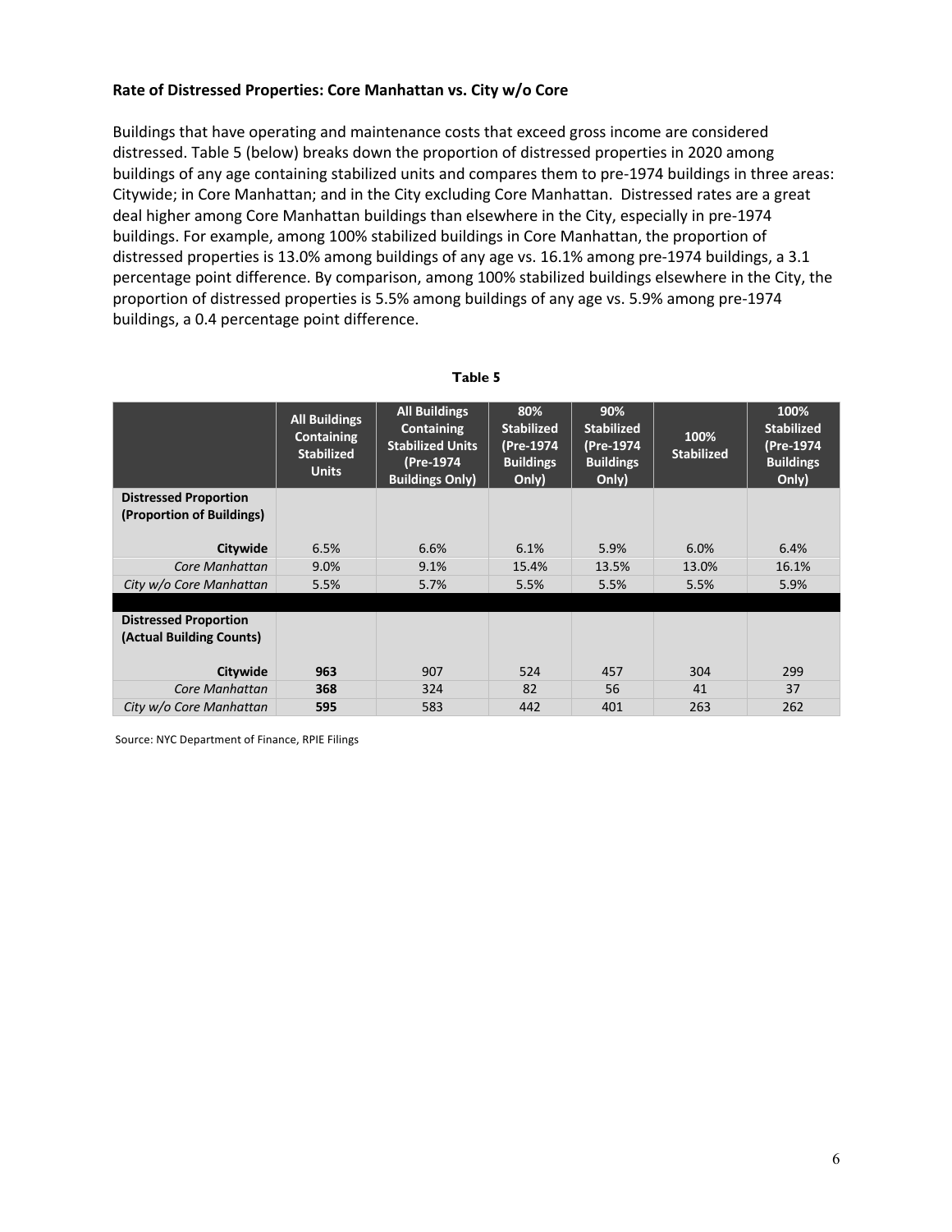**Rate of Distressed Properties: Core Manhattan vs. City w/o Core**

Buildings that have operating and maintenance costs that exceed gross income are considered distressed. Table 5 (below) breaks down the proportion of distressed properties in 2020 among buildings of any age containing stabilized units and compares them to pre-1974 buildings in three areas: Citywide; in Core Manhattan; and in the City excluding Core Manhattan. Distressed rates are a great deal higher among Core Manhattan buildings than elsewhere in the City, especially in pre-1974 buildings. For example, among 100% stabilized buildings in Core Manhattan, the proportion of distressed properties is 13.0% among buildings of any age vs. 16.1% among pre-1974 buildings, a 3.1 percentage point difference. By comparison, among 100% stabilized buildings elsewhere in the City, the proportion of distressed properties is 5.5% among buildings of any age vs. 5.9% among pre-1974 buildings, a 0.4 percentage point difference.

**Table 5**

| | All Buildings Containing Stabilized Units | All Buildings Containing Stabilized Units (Pre-1974 Buildings Only) | 80% Stabilized (Pre-1974 Buildings Only) | 90% Stabilized (Pre-1974 Buildings Only) | 100% Stabilized | 100% Stabilized (Pre-1974 Buildings Only) |
|---|---|---|---|---|---|---|
| **Distressed Proportion (Proportion of Buildings)** | | | | | | |
| **Citywide** | 6.5% | 6.6% | 6.1% | 5.9% | 6.0% | 6.4% |
| *Core Manhattan* | 9.0% | 9.1% | 15.4% | 13.5% | 13.0% | 16.1% |
| *City w/o Core Manhattan* | 5.5% | 5.7% | 5.5% | 5.5% | 5.5% | 5.9% |
| **Distressed Proportion (Actual Building Counts)** | | | | | | |
| **Citywide** | **963** | 907 | 524 | 457 | 304 | 299 |
| *Core Manhattan* | **368** | 324 | 82 | 56 | 41 | 37 |
| *City w/o Core Manhattan* | **595** | 583 | 442 | 401 | 263 | 262 |

Source: NYC Department of Finance, RPIE Filings